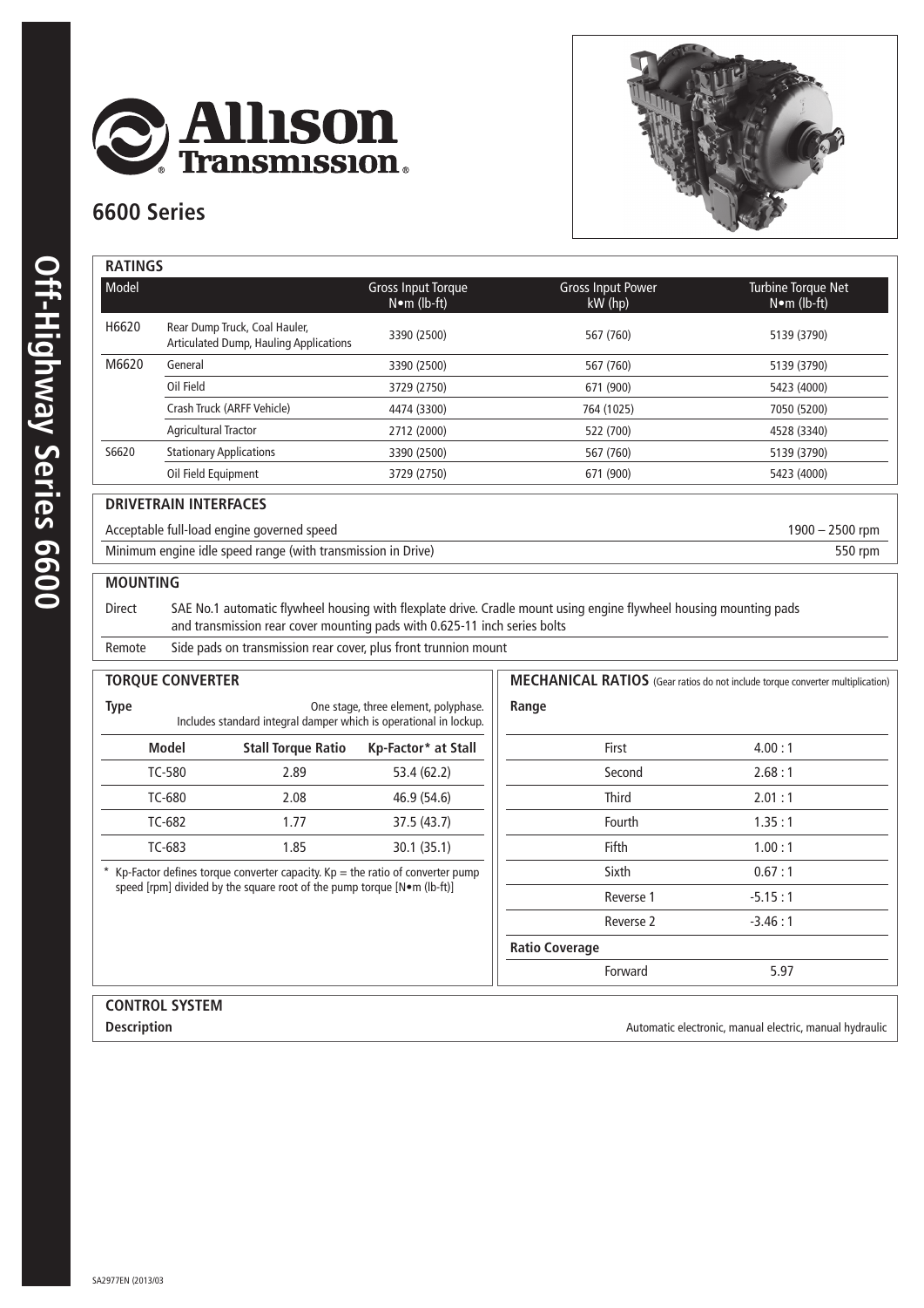# Allison Transmission

## 6600 Series

Off-Highway Series 6600

### RATINGS

| Model | | Gross Input Torque N•m (lb-ft) | Gross Input Power kW (hp) | Turbine Torque Net N•m (lb-ft) |
|---|---|---|---|---|
| H6620 | Rear Dump Truck, Coal Hauler, Articulated Dump, Hauling Applications | 3390 (2500) | 567 (760) | 5139 (3790) |
| M6620 | General | 3390 (2500) | 567 (760) | 5139 (3790) |
| | Oil Field | 3729 (2750) | 671 (900) | 5423 (4000) |
| | Crash Truck (ARFF Vehicle) | 4474 (3300) | 764 (1025) | 7050 (5200) |
| | Agricultural Tractor | 2712 (2000) | 522 (700) | 4528 (3340) |
| S6620 | Stationary Applications | 3390 (2500) | 567 (760) | 5139 (3790) |
| | Oil Field Equipment | 3729 (2750) | 671 (900) | 5423 (4000) |

### DRIVETRAIN INTERFACES

| | |
|---|---|
| Acceptable full-load engine governed speed | 1900 – 2500 rpm |
| Minimum engine idle speed range (with transmission in Drive) | 550 rpm |

### MOUNTING

| | |
|---|---|
| Direct | SAE No.1 automatic flywheel housing with flexplate drive. Cradle mount using engine flywheel housing mounting pads and transmission rear cover mounting pads with 0.625-11 inch series bolts |
| Remote | Side pads on transmission rear cover, plus front trunnion mount |

### TORQUE CONVERTER

**Type** One stage, three element, polyphase. Includes standard integral damper which is operational in lockup.

| Model | Stall Torque Ratio | Kp-Factor* at Stall |
|---|---|---|
| TC-580 | 2.89 | 53.4 (62.2) |
| TC-680 | 2.08 | 46.9 (54.6) |
| TC-682 | 1.77 | 37.5 (43.7) |
| TC-683 | 1.85 | 30.1 (35.1) |

\* Kp-Factor defines torque converter capacity. Kp = the ratio of converter pump speed [rpm] divided by the square root of the pump torque [N•m (lb-ft)]

### MECHANICAL RATIOS (Gear ratios do not include torque converter multiplication)

| Range | |
|---|---|
| First | 4.00 : 1 |
| Second | 2.68 : 1 |
| Third | 2.01 : 1 |
| Fourth | 1.35 : 1 |
| Fifth | 1.00 : 1 |
| Sixth | 0.67 : 1 |
| Reverse 1 | -5.15 : 1 |
| Reverse 2 | -3.46 : 1 |
| **Ratio Coverage** | |
| Forward | 5.97 |

### CONTROL SYSTEM

**Description** Automatic electronic, manual electric, manual hydraulic

SA2977EN (2013/03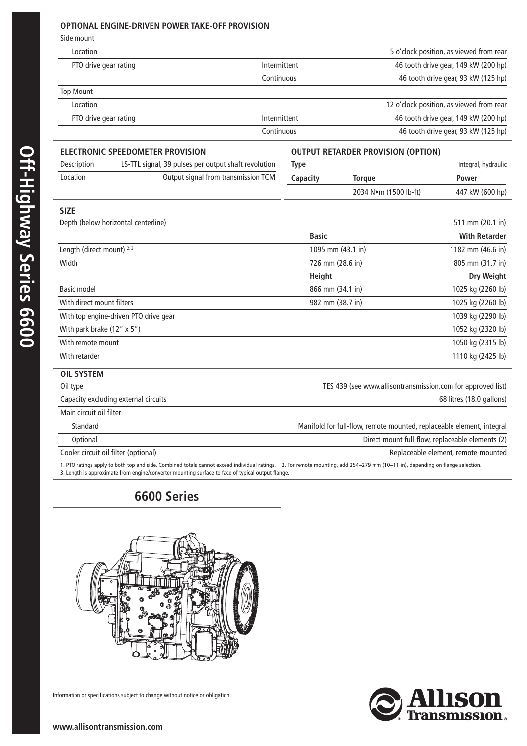## OPTIONAL ENGINE-DRIVEN POWER TAKE-OFF PROVISION

| | | |
|---|---|---|
| **Side mount** | | |
| Location | | 5 o'clock position, as viewed from rear |
| PTO drive gear rating | Intermittent | 46 tooth drive gear, 149 kW (200 hp) |
| | Continuous | 46 tooth drive gear, 93 kW (125 hp) |
| **Top Mount** | | |
| Location | | 12 o'clock position, as viewed from rear |
| PTO drive gear rating | Intermittent | 46 tooth drive gear, 149 kW (200 hp) |
| | Continuous | 46 tooth drive gear, 93 kW (125 hp) |

## ELECTRONIC SPEEDOMETER PROVISION

| | |
|---|---|
| Description | LS-TTL signal, 39 pulses per output shaft revolution |
| Location | Output signal from transmission TCM |

## OUTPUT RETARDER PROVISION (OPTION)

| | | |
|---|---|---|
| **Type** | | Integral, hydraulic |
| **Capacity** | **Torque** | **Power** |
| | 2034 N•m (1500 lb-ft) | 447 kW (600 hp) |

## SIZE

| | | |
|---|---|---|
| Depth (below horizontal centerline) | | 511 mm (20.1 in) |
| | **Basic** | **With Retarder** |
| Length (direct mount) [2, 3] | 1095 mm (43.1 in) | 1182 mm (46.6 in) |
| Width | 726 mm (28.6 in) | 805 mm (31.7 in) |
| | **Height** | **Dry Weight** |
| Basic model | 866 mm (34.1 in) | 1025 kg (2260 lb) |
| With direct mount filters | 982 mm (38.7 in) | 1025 kg (2260 lb) |
| With top engine-driven PTO drive gear | | 1039 kg (2290 lb) |
| With park brake (12" x 5") | | 1052 kg (2320 lb) |
| With remote mount | | 1050 kg (2315 lb) |
| With retarder | | 1110 kg (2425 lb) |

## OIL SYSTEM

| | |
|---|---|
| Oil type | TES 439 (see www.allisontransmission.com for approved list) |
| Capacity excluding external circuits | 68 litres (18.0 gallons) |
| Main circuit oil filter | |
| Standard | Manifold for full-flow, remote mounted, replaceable element, integral |
| Optional | Direct-mount full-flow, replaceable elements (2) |
| Cooler circuit oil filter (optional) | Replaceable element, remote-mounted |

1. PTO ratings apply to both top and side. Combined totals cannot exceed individual ratings. 2. For remote mounting, add 254–279 mm (10–11 in), depending on flange selection.
3. Length is approximate from engine/converter mounting surface to face of typical output flange.

## 6600 Series

Information or specifications subject to change without notice or obligation.

www.allisontransmission.com